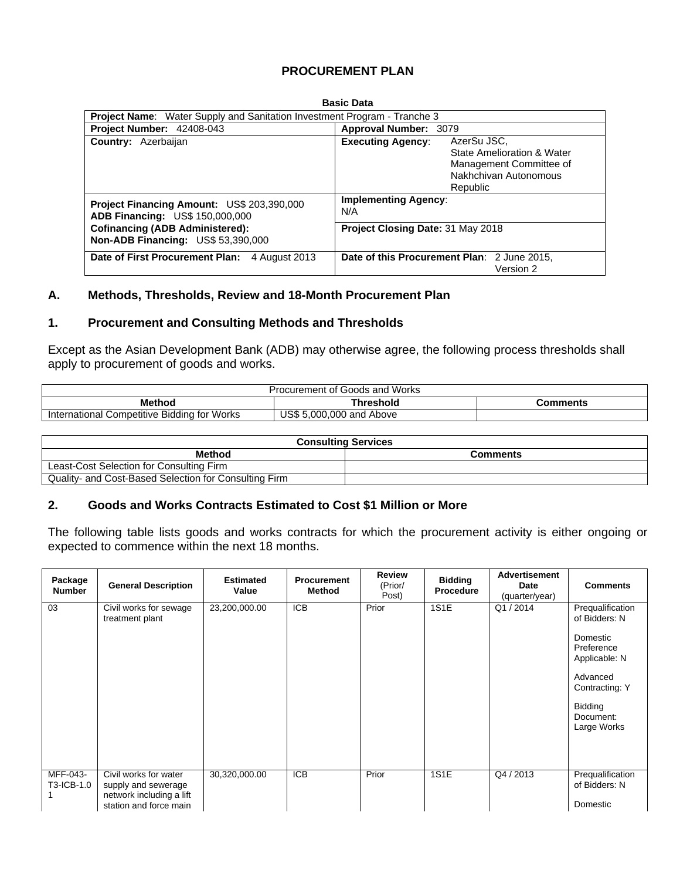# PROCUREMENT PLAN

**Basic Data**

| **Project Name**: Water Supply and Sanitation Investment Program - Tranche 3 | |
|---|---|
| **Project Number**: 42408-043 | **Approval Number**: 3079 |
| **Country**: Azerbaijan | **Executing Agency**: AzerSu JSC, State Amelioration & Water Management Committee of Nakhchivan Autonomous Republic |
| **Project Financing Amount**: US$ 203,390,000<br>**ADB Financing**: US$ 150,000,000<br>**Cofinancing (ADB Administered):**<br>**Non-ADB Financing**: US$ 53,390,000 | **Implementing Agency**: N/A<br>**Project Closing Date:** 31 May 2018 |
| **Date of First Procurement Plan**: 4 August 2013 | **Date of this Procurement Plan**: 2 June 2015, Version 2 |

## A. Methods, Thresholds, Review and 18-Month Procurement Plan

### 1. Procurement and Consulting Methods and Thresholds

Except as the Asian Development Bank (ADB) may otherwise agree, the following process thresholds shall apply to procurement of goods and works.

| Procurement of Goods and Works | | |
|---|---|---|
| **Method** | **Threshold** | **Comments** |
| International Competitive Bidding for Works | US$ 5,000,000 and Above | |

| **Consulting Services** | |
|---|---|
| **Method** | **Comments** |
| Least-Cost Selection for Consulting Firm | |
| Quality- and Cost-Based Selection for Consulting Firm | |

### 2. Goods and Works Contracts Estimated to Cost $1 Million or More

The following table lists goods and works contracts for which the procurement activity is either ongoing or expected to commence within the next 18 months.

| Package Number | General Description | Estimated Value | Procurement Method | Review (Prior/ Post) | Bidding Procedure | Advertisement Date (quarter/year) | Comments |
|---|---|---|---|---|---|---|---|
| 03 | Civil works for sewage treatment plant | 23,200,000.00 | ICB | Prior | 1S1E | Q1 / 2014 | Prequalification of Bidders: N<br><br>Domestic Preference Applicable: N<br><br>Advanced Contracting: Y<br><br>Bidding Document: Large Works |
| MFF-043-T3-ICB-1.01 | Civil works for water supply and sewerage network including a lift station and force main | 30,320,000.00 | ICB | Prior | 1S1E | Q4 / 2013 | Prequalification of Bidders: N<br><br>Domestic |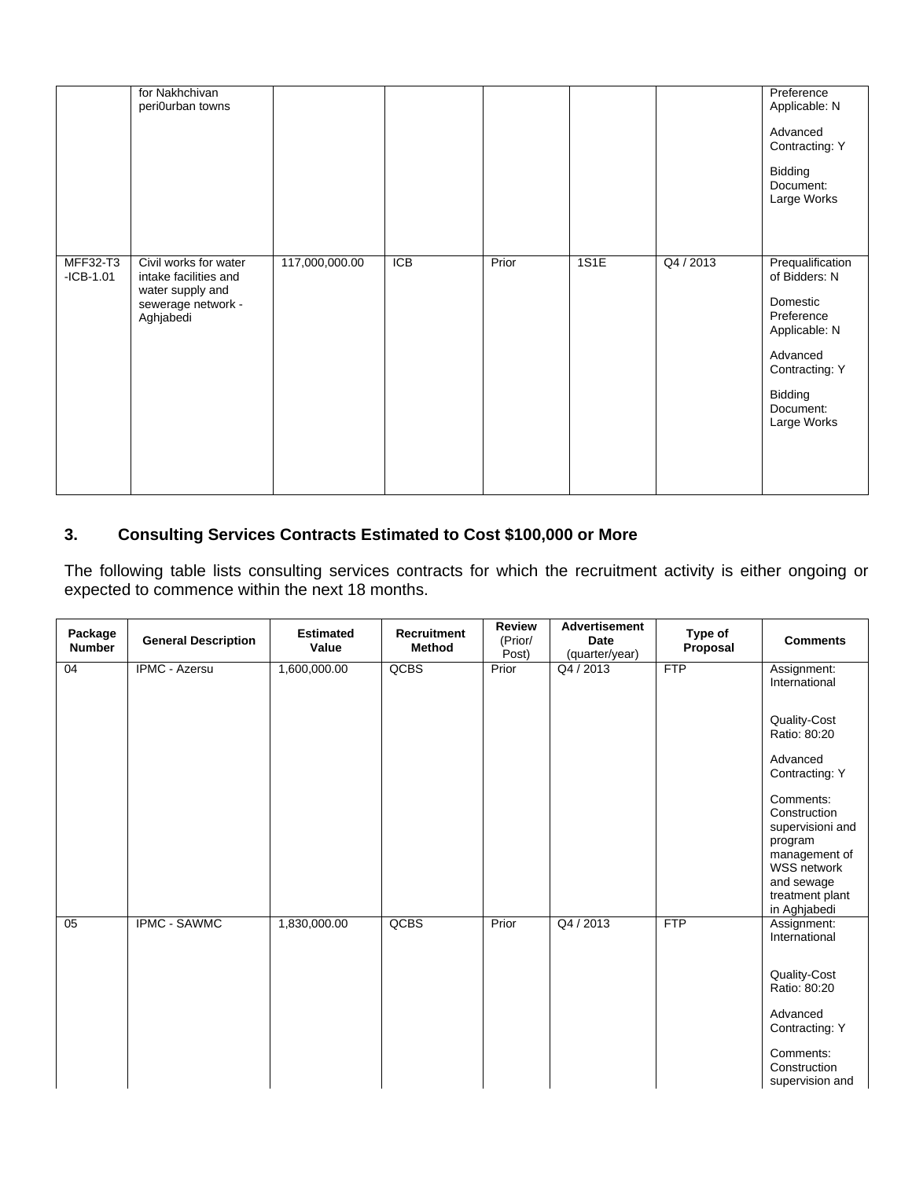|  | for Nakhchivan peri0urban towns |  |  |  |  |  | Preference Applicable: N<br><br>Advanced Contracting: Y<br><br>Bidding Document: Large Works |
|---|---|---|---|---|---|---|---|
| MFF32-T3 -ICB-1.01 | Civil works for water intake facilities and water supply and sewerage network - Aghjabedi | 117,000,000.00 | ICB | Prior | 1S1E | Q4 / 2013 | Prequalification of Bidders: N<br><br>Domestic Preference Applicable: N<br><br>Advanced Contracting: Y<br><br>Bidding Document: Large Works |

## 3. Consulting Services Contracts Estimated to Cost $100,000 or More

The following table lists consulting services contracts for which the recruitment activity is either ongoing or expected to commence within the next 18 months.

| Package Number | General Description | Estimated Value | Recruitment Method | Review (Prior/ Post) | Advertisement Date (quarter/year) | Type of Proposal | Comments |
|---|---|---|---|---|---|---|---|
| 04 | IPMC - Azersu | 1,600,000.00 | QCBS | Prior | Q4 / 2013 | FTP | Assignment: International<br><br>Quality-Cost Ratio: 80:20<br><br>Advanced Contracting: Y<br><br>Comments: Construction supervisioni and program management of WSS network and sewage treatment plant in Aghjabedi |
| 05 | IPMC - SAWMC | 1,830,000.00 | QCBS | Prior | Q4 / 2013 | FTP | Assignment: International<br><br>Quality-Cost Ratio: 80:20<br><br>Advanced Contracting: Y<br><br>Comments: Construction supervision and |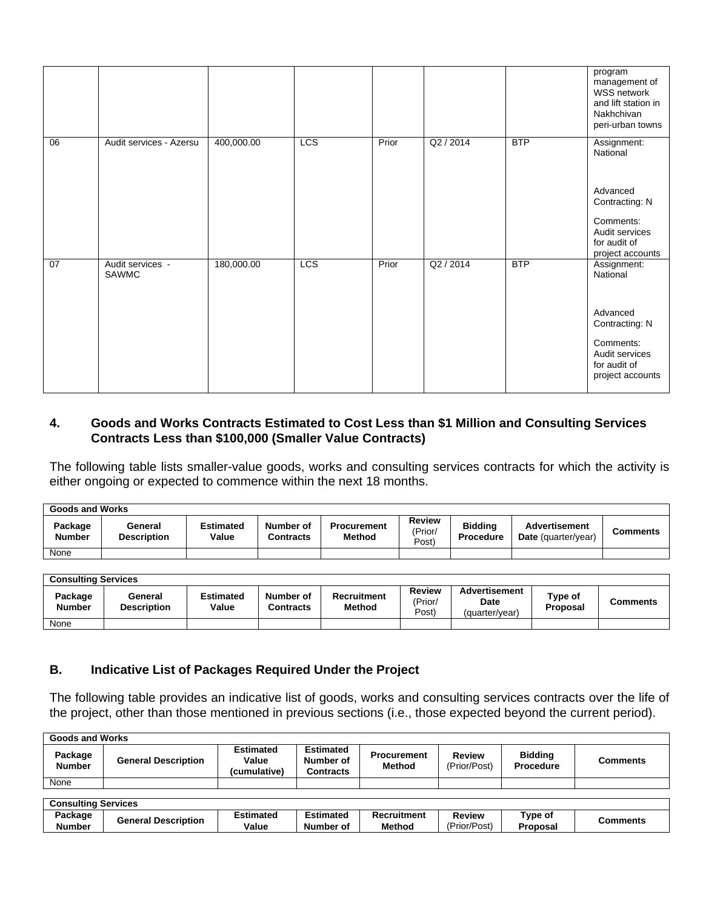|  |  |  |  |  |  |  | program management of WSS network and lift station in Nakhchivan peri-urban towns |
|---|---|---|---|---|---|---|---|
| 06 | Audit services - Azersu | 400,000.00 | LCS | Prior | Q2 / 2014 | BTP | Assignment: National<br><br>Advanced Contracting: N<br><br>Comments: Audit services for audit of project accounts |
| 07 | Audit services - SAWMC | 180,000.00 | LCS | Prior | Q2 / 2014 | BTP | Assignment: National<br><br>Advanced Contracting: N<br><br>Comments: Audit services for audit of project accounts |

## 4. Goods and Works Contracts Estimated to Cost Less than $1 Million and Consulting Services Contracts Less than $100,000 (Smaller Value Contracts)

The following table lists smaller-value goods, works and consulting services contracts for which the activity is either ongoing or expected to commence within the next 18 months.

| Goods and Works | | | | | | | | |
|---|---|---|---|---|---|---|---|---|
| **Package Number** | **General Description** | **Estimated Value** | **Number of Contracts** | **Procurement Method** | **Review** (Prior/ Post) | **Bidding Procedure** | **Advertisement Date** (quarter/year) | **Comments** |
| None | | | | | | | | |

| Consulting Services | | | | | | | | |
|---|---|---|---|---|---|---|---|---|
| **Package Number** | **General Description** | **Estimated Value** | **Number of Contracts** | **Recruitment Method** | **Review** (Prior/ Post) | **Advertisement Date** (quarter/year) | **Type of Proposal** | **Comments** |
| None | | | | | | | | |

## B. Indicative List of Packages Required Under the Project

The following table provides an indicative list of goods, works and consulting services contracts over the life of the project, other than those mentioned in previous sections (i.e., those expected beyond the current period).

| Goods and Works | | | | | | | |
|---|---|---|---|---|---|---|---|
| **Package Number** | **General Description** | **Estimated Value (cumulative)** | **Estimated Number of Contracts** | **Procurement Method** | **Review** (Prior/Post) | **Bidding Procedure** | **Comments** |
| None | | | | | | | |

| Consulting Services | | | | | | | |
|---|---|---|---|---|---|---|---|
| **Package Number** | **General Description** | **Estimated Value** | **Estimated Number of** | **Recruitment Method** | **Review** (Prior/Post) | **Type of Proposal** | **Comments** |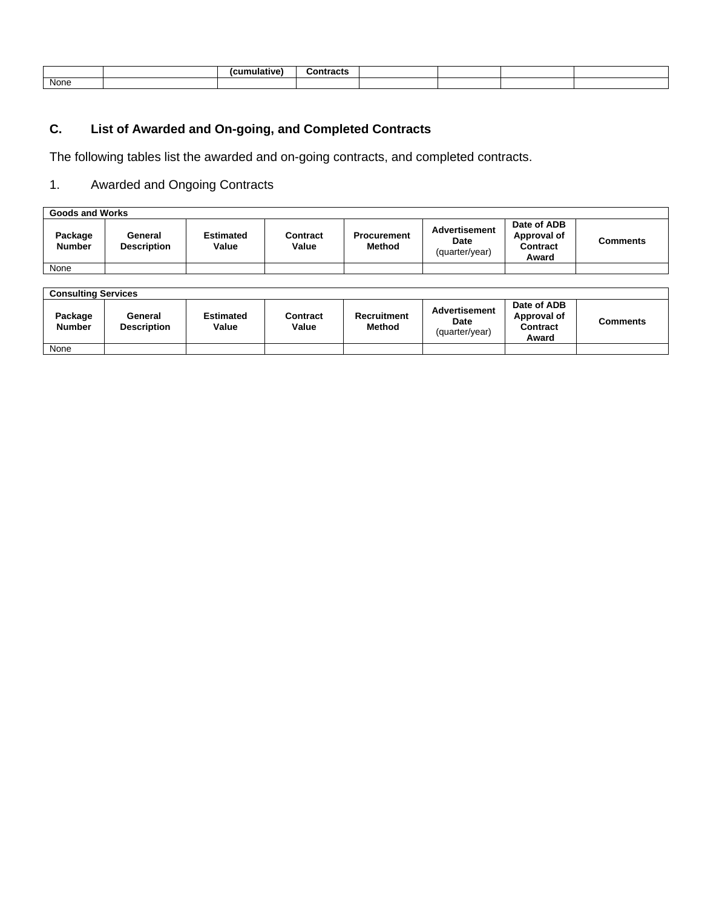| | | (cumulative) | Contracts | | | | |
|---|---|---|---|---|---|---|---|
| None | | | | | | | |

## C. List of Awarded and On-going, and Completed Contracts

The following tables list the awarded and on-going contracts, and completed contracts.

1. Awarded and Ongoing Contracts

| **Goods and Works** | | | | | | | |
|---|---|---|---|---|---|---|---|
| **Package Number** | **General Description** | **Estimated Value** | **Contract Value** | **Procurement Method** | **Advertisement Date** (quarter/year) | **Date of ADB Approval of Contract Award** | **Comments** |
| None | | | | | | | |

| **Consulting Services** | | | | | | | |
|---|---|---|---|---|---|---|---|
| **Package Number** | **General Description** | **Estimated Value** | **Contract Value** | **Recruitment Method** | **Advertisement Date** (quarter/year) | **Date of ADB Approval of Contract Award** | **Comments** |
| None | | | | | | | |